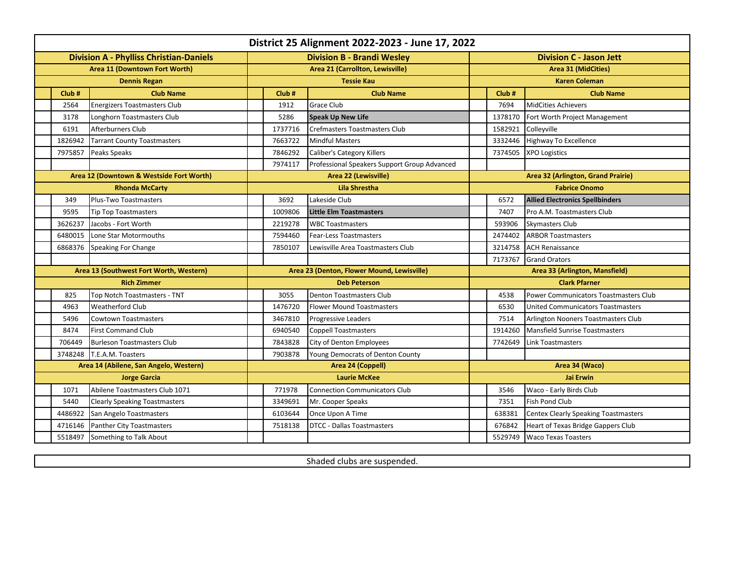# District 25 Alignment 2022-2023 - June 17, 2022

| Division A - Phyllis Christian-Daniels | | Division B - Brandi Wesley | | Division C - Jason Jett | |
|---|---|---|---|---|---|
| **Area 11 (Downtown Fort Worth)** | | **Area 21 (Carrollton, Lewisville)** | | **Area 31 (MidCities)** | |
| **Dennis Regan** | | **Tessie Kau** | | **Karen Coleman** | |
| **Club #** | **Club Name** | **Club #** | **Club Name** | **Club #** | **Club Name** |
| 2564 | Energizers Toastmasters Club | 1912 | Grace Club | 7694 | MidCities Achievers |
| 3178 | Longhorn Toastmasters Club | 5286 | **Speak Up New Life** | 1378170 | Fort Worth Project Management |
| 6191 | Afterburners Club | 1737716 | Crefmasters Toastmasters Club | 1582921 | Colleyville |
| 1826942 | Tarrant County Toastmasters | 7663722 | Mindful Masters | 3332446 | Highway To Excellence |
| 7975857 | Peaks Speaks | 7846292 | Caliber's Category Killers | 7374505 | XPO Logistics |
| | | 7974117 | Professional Speakers Support Group Advanced | | |
| **Area 12 (Downtown & Westside Fort Worth)** | | **Area 22 (Lewisville)** | | **Area 32 (Arlington, Grand Prairie)** | |
| **Rhonda McCarty** | | **Lila Shrestha** | | **Fabrice Onomo** | |
| 349 | Plus-Two Toastmasters | 3692 | Lakeside Club | 6572 | **Allied Electronics Spellbinders** |
| 9595 | Tip Top Toastmasters | 1009806 | **Little Elm Toastmasters** | 7407 | Pro A.M. Toastmasters Club |
| 3626237 | Jacobs - Fort Worth | 2219278 | WBC Toastmasters | 593906 | Skymasters Club |
| 6480015 | Lone Star Motormouths | 7594460 | Fear-Less Toastmasters | 2474402 | ARBOR Toastmasters |
| 6868376 | Speaking For Change | 7850107 | Lewisville Area Toastmasters Club | 3214758 | ACH Renaissance |
| | | | | 7173767 | Grand Orators |
| **Area 13 (Southwest Fort Worth, Western)** | | **Area 23 (Denton, Flower Mound, Lewisville)** | | **Area 33 (Arlington, Mansfield)** | |
| **Rich Zimmer** | | **Deb Peterson** | | **Clark Pfarner** | |
| 825 | Top Notch Toastmasters - TNT | 3055 | Denton Toastmasters Club | 4538 | Power Communicators Toastmasters Club |
| 4963 | Weatherford Club | 1476720 | Flower Mound Toastmasters | 6530 | United Communicators Toastmasters |
| 5496 | Cowtown Toastmasters | 3467810 | Progressive Leaders | 7514 | Arlington Nooners Toastmasters Club |
| 8474 | First Command Club | 6940540 | Coppell Toastmasters | 1914260 | Mansfield Sunrise Toastmasters |
| 706449 | Burleson Toastmasters Club | 7843828 | City of Denton Employees | 7742649 | Link Toastmasters |
| 3748248 | T.E.A.M. Toasters | 7903878 | Young Democrats of Denton County | | |
| **Area 14 (Abilene, San Angelo, Western)** | | **Area 24 (Coppell)** | | **Area 34 (Waco)** | |
| **Jorge Garcia** | | **Laurie McKee** | | **Jai Erwin** | |
| 1071 | Abilene Toastmasters Club 1071 | 771978 | Connection Communicators Club | 3546 | Waco - Early Birds Club |
| 5440 | Clearly Speaking Toastmasters | 3349691 | Mr. Cooper Speaks | 7351 | Fish Pond Club |
| 4486922 | San Angelo Toastmasters | 6103644 | Once Upon A Time | 638381 | Centex Clearly Speaking Toastmasters |
| 4716146 | Panther City Toastmasters | 7518138 | DTCC - Dallas Toastmasters | 676842 | Heart of Texas Bridge Gappers Club |
| 5518497 | Something to Talk About | | | 5529749 | Waco Texas Toasters |

Shaded clubs are suspended.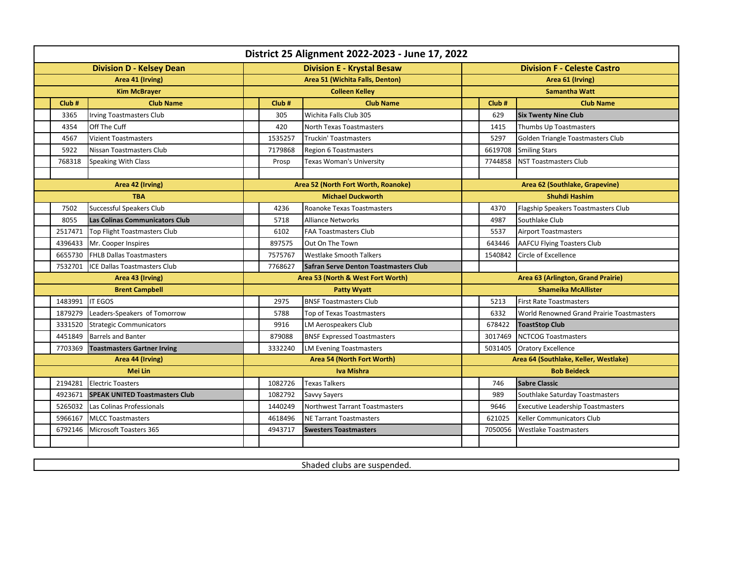# District 25 Alignment 2022-2023 - June 17, 2022

| Division D - Kelsey Dean | | Division E - Krystal Besaw | | Division F - Celeste Castro | |
|---|---|---|---|---|---|
| **Area 41 (Irving)** | | **Area 51 (Wichita Falls, Denton)** | | **Area 61 (Irving)** | |
| **Kim McBrayer** | | **Colleen Kelley** | | **Samantha Watt** | |
| **Club #** | **Club Name** | **Club #** | **Club Name** | **Club #** | **Club Name** |
| 3365 | Irving Toastmasters Club | 305 | Wichita Falls Club 305 | 629 | **Six Twenty Nine Club** |
| 4354 | Off The Cuff | 420 | North Texas Toastmasters | 1415 | Thumbs Up Toastmasters |
| 4567 | Vizient Toastmasters | 1535257 | Truckin' Toastmasters | 5297 | Golden Triangle Toastmasters Club |
| 5922 | Nissan Toastmasters Club | 7179868 | Region 6 Toastmasters | 6619708 | Smiling Stars |
| 768318 | Speaking With Class | Prosp | Texas Woman's University | 7744858 | NST Toastmasters Club |
| | | | | | |
| **Area 42 (Irving)** | | **Area 52 (North Fort Worth, Roanoke)** | | **Area 62 (Southlake, Grapevine)** | |
| **TBA** | | **Michael Duckworth** | | **Shuhdi Hashim** | |
| 7502 | Successful Speakers Club | 4236 | Roanoke Texas Toastmasters | 4370 | Flagship Speakers Toastmasters Club |
| 8055 | **Las Colinas Communicators Club** | 5718 | Alliance Networks | 4987 | Southlake Club |
| 2517471 | Top Flight Toastmasters Club | 6102 | FAA Toastmasters Club | 5537 | Airport Toastmasters |
| 4396433 | Mr. Cooper Inspires | 897575 | Out On The Town | 643446 | AAFCU Flying Toasters Club |
| 6655730 | FHLB Dallas Toastmasters | 7575767 | Westlake Smooth Talkers | 1540842 | Circle of Excellence |
| 7532701 | ICE Dallas Toastmasters Club | 7768627 | **Safran Serve Denton Toastmasters Club** | | |
| **Area 43 (Irving)** | | **Area 53 (North & West Fort Worth)** | | **Area 63 (Arlington, Grand Prairie)** | |
| **Brent Campbell** | | **Patty Wyatt** | | **Shameika McAllister** | |
| 1483991 | IT EGOS | 2975 | BNSF Toastmasters Club | 5213 | First Rate Toastmasters |
| 1879279 | Leaders-Speakers of Tomorrow | 5788 | Top of Texas Toastmasters | 6332 | World Renowned Grand Prairie Toastmasters |
| 3331520 | Strategic Communicators | 9916 | LM Aerospeakers Club | 678422 | **ToastStop Club** |
| 4451849 | Barrels and Banter | 879088 | BNSF Expressed Toastmasters | 3017469 | NCTCOG Toastmasters |
| 7703369 | **Toastmasters Gartner Irving** | 3332240 | LM Evening Toastmasters | 5031405 | Oratory Excellence |
| **Area 44 (Irving)** | | **Area 54 (North Fort Worth)** | | **Area 64 (Southlake, Keller, Westlake)** | |
| **Mei Lin** | | **Iva Mishra** | | **Bob Beideck** | |
| 2194281 | Electric Toasters | 1082726 | Texas Talkers | 746 | **Sabre Classic** |
| 4923671 | **SPEAK UNITED Toastmasters Club** | 1082792 | Savvy Sayers | 989 | Southlake Saturday Toastmasters |
| 5265032 | Las Colinas Professionals | 1440249 | Northwest Tarrant Toastmasters | 9646 | Executive Leadership Toastmasters |
| 5966167 | MLCC Toastmasters | 4618496 | NE Tarrant Toastmasters | 621025 | Keller Communicators Club |
| 6792146 | Microsoft Toasters 365 | 4943717 | **Swesters Toastmasters** | 7050056 | Westlake Toastmasters |
| | | | | | |

Shaded clubs are suspended.